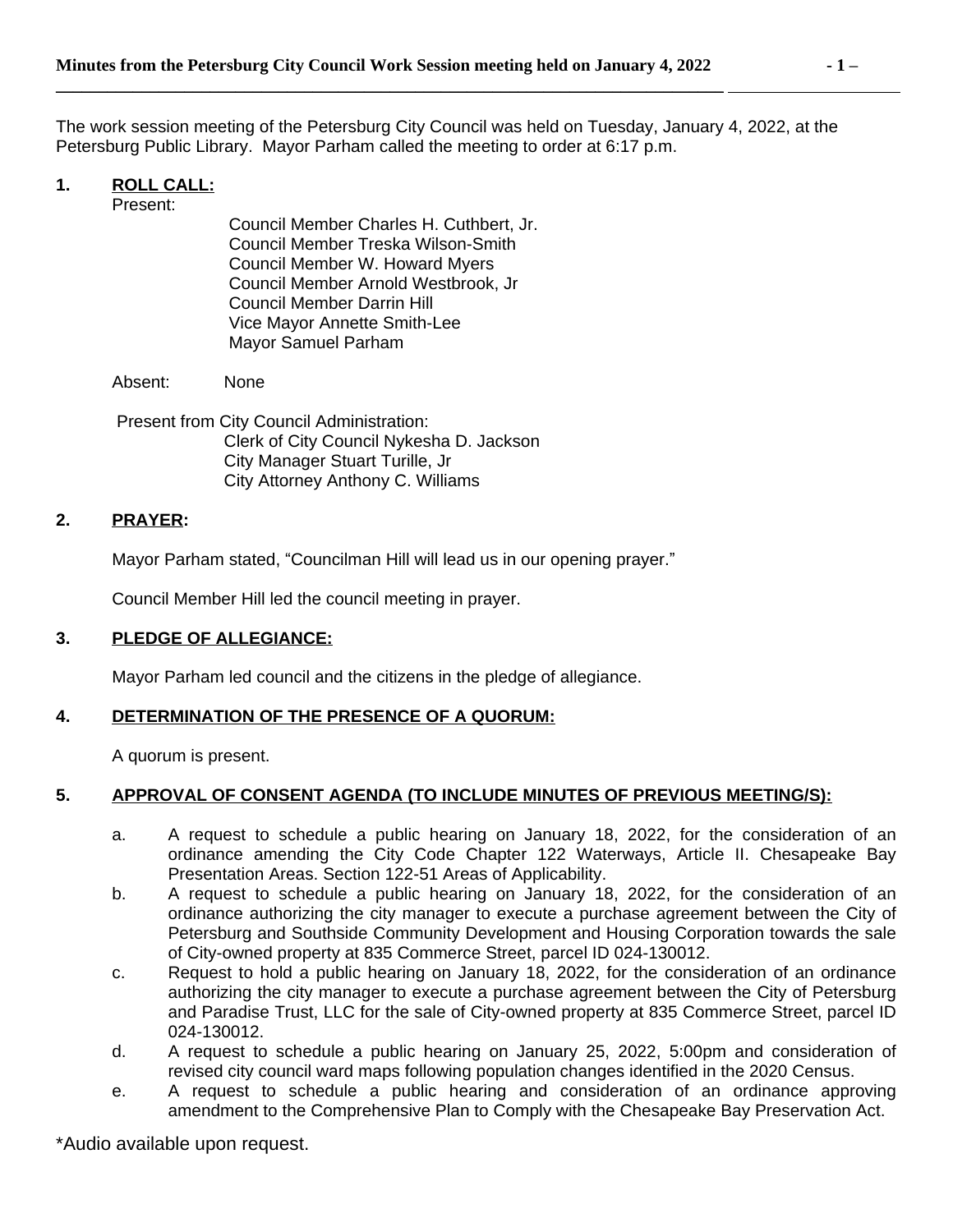The work session meeting of the Petersburg City Council was held on Tuesday, January 4, 2022, at the Petersburg Public Library. Mayor Parham called the meeting to order at 6:17 p.m.

## 1. ROLL CALL:

Present:

Council Member Charles H. Cuthbert, Jr.
Council Member Treska Wilson-Smith
Council Member W. Howard Myers
Council Member Arnold Westbrook, Jr
Council Member Darrin Hill
Vice Mayor Annette Smith-Lee
Mayor Samuel Parham

Absent: None

Present from City Council Administration:
Clerk of City Council Nykesha D. Jackson
City Manager Stuart Turille, Jr
City Attorney Anthony C. Williams

## 2. PRAYER:

Mayor Parham stated, "Councilman Hill will lead us in our opening prayer."

Council Member Hill led the council meeting in prayer.

## 3. PLEDGE OF ALLEGIANCE:

Mayor Parham led council and the citizens in the pledge of allegiance.

## 4. DETERMINATION OF THE PRESENCE OF A QUORUM:

A quorum is present.

## 5. APPROVAL OF CONSENT AGENDA (TO INCLUDE MINUTES OF PREVIOUS MEETING/S):

a. A request to schedule a public hearing on January 18, 2022, for the consideration of an ordinance amending the City Code Chapter 122 Waterways, Article II. Chesapeake Bay Presentation Areas. Section 122-51 Areas of Applicability.

b. A request to schedule a public hearing on January 18, 2022, for the consideration of an ordinance authorizing the city manager to execute a purchase agreement between the City of Petersburg and Southside Community Development and Housing Corporation towards the sale of City-owned property at 835 Commerce Street, parcel ID 024-130012.

c. Request to hold a public hearing on January 18, 2022, for the consideration of an ordinance authorizing the city manager to execute a purchase agreement between the City of Petersburg and Paradise Trust, LLC for the sale of City-owned property at 835 Commerce Street, parcel ID 024-130012.

d. A request to schedule a public hearing on January 25, 2022, 5:00pm and consideration of revised city council ward maps following population changes identified in the 2020 Census.

e. A request to schedule a public hearing and consideration of an ordinance approving amendment to the Comprehensive Plan to Comply with the Chesapeake Bay Preservation Act.

*Audio available upon request.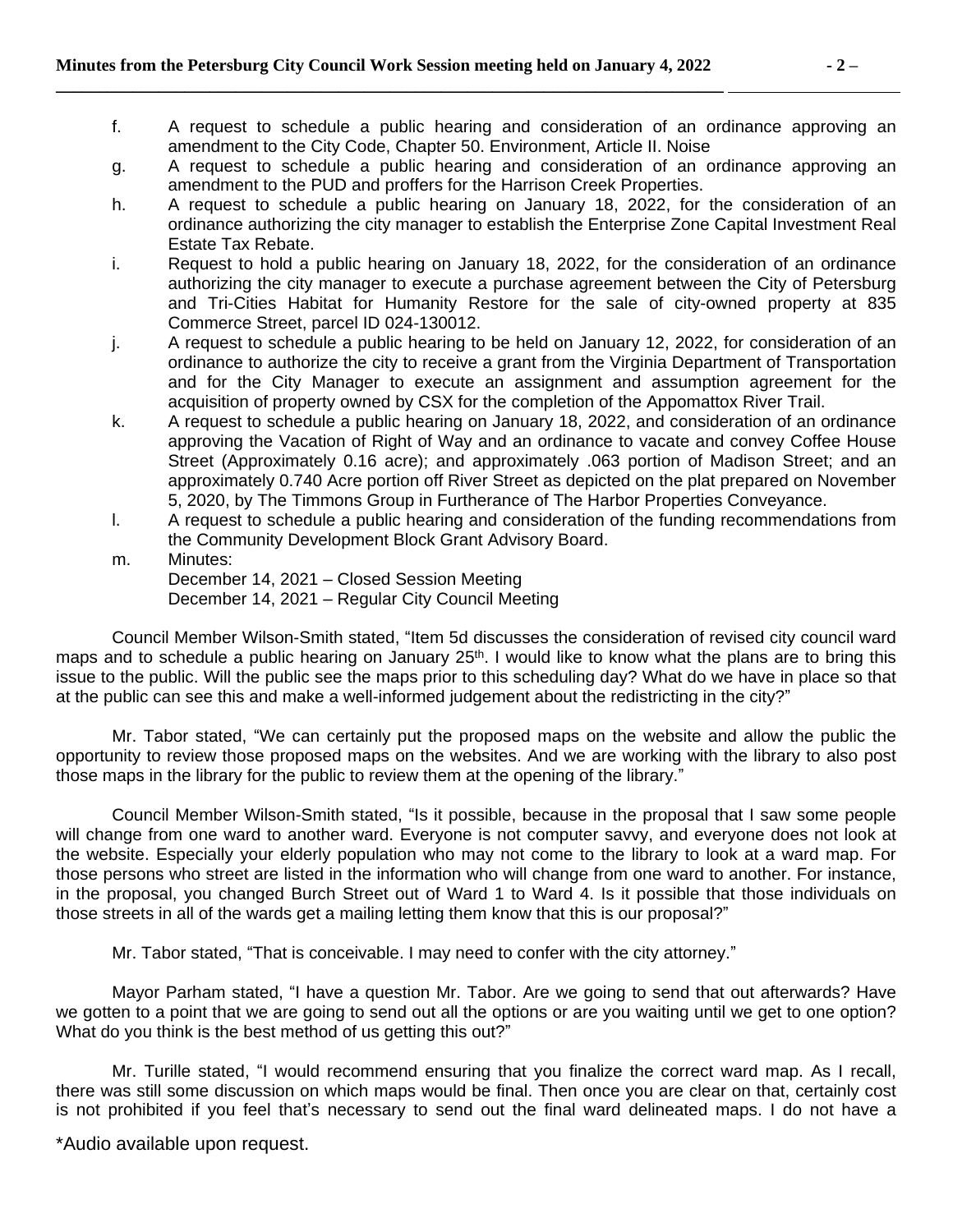f. A request to schedule a public hearing and consideration of an ordinance approving an amendment to the City Code, Chapter 50. Environment, Article II. Noise

g. A request to schedule a public hearing and consideration of an ordinance approving an amendment to the PUD and proffers for the Harrison Creek Properties.

h. A request to schedule a public hearing on January 18, 2022, for the consideration of an ordinance authorizing the city manager to establish the Enterprise Zone Capital Investment Real Estate Tax Rebate.

i. Request to hold a public hearing on January 18, 2022, for the consideration of an ordinance authorizing the city manager to execute a purchase agreement between the City of Petersburg and Tri-Cities Habitat for Humanity Restore for the sale of city-owned property at 835 Commerce Street, parcel ID 024-130012.

j. A request to schedule a public hearing to be held on January 12, 2022, for consideration of an ordinance to authorize the city to receive a grant from the Virginia Department of Transportation and for the City Manager to execute an assignment and assumption agreement for the acquisition of property owned by CSX for the completion of the Appomattox River Trail.

k. A request to schedule a public hearing on January 18, 2022, and consideration of an ordinance approving the Vacation of Right of Way and an ordinance to vacate and convey Coffee House Street (Approximately 0.16 acre); and approximately .063 portion of Madison Street; and an approximately 0.740 Acre portion off River Street as depicted on the plat prepared on November 5, 2020, by The Timmons Group in Furtherance of The Harbor Properties Conveyance.

l. A request to schedule a public hearing and consideration of the funding recommendations from the Community Development Block Grant Advisory Board.

m. Minutes:
December 14, 2021 – Closed Session Meeting
December 14, 2021 – Regular City Council Meeting

Council Member Wilson-Smith stated, "Item 5d discusses the consideration of revised city council ward maps and to schedule a public hearing on January 25th. I would like to know what the plans are to bring this issue to the public. Will the public see the maps prior to this scheduling day? What do we have in place so that at the public can see this and make a well-informed judgement about the redistricting in the city?"

Mr. Tabor stated, "We can certainly put the proposed maps on the website and allow the public the opportunity to review those proposed maps on the websites. And we are working with the library to also post those maps in the library for the public to review them at the opening of the library."

Council Member Wilson-Smith stated, "Is it possible, because in the proposal that I saw some people will change from one ward to another ward. Everyone is not computer savvy, and everyone does not look at the website. Especially your elderly population who may not come to the library to look at a ward map. For those persons who street are listed in the information who will change from one ward to another. For instance, in the proposal, you changed Burch Street out of Ward 1 to Ward 4. Is it possible that those individuals on those streets in all of the wards get a mailing letting them know that this is our proposal?"

Mr. Tabor stated, "That is conceivable. I may need to confer with the city attorney."

Mayor Parham stated, "I have a question Mr. Tabor. Are we going to send that out afterwards? Have we gotten to a point that we are going to send out all the options or are you waiting until we get to one option? What do you think is the best method of us getting this out?"

Mr. Turille stated, "I would recommend ensuring that you finalize the correct ward map. As I recall, there was still some discussion on which maps would be final. Then once you are clear on that, certainly cost is not prohibited if you feel that's necessary to send out the final ward delineated maps. I do not have a

*Audio available upon request.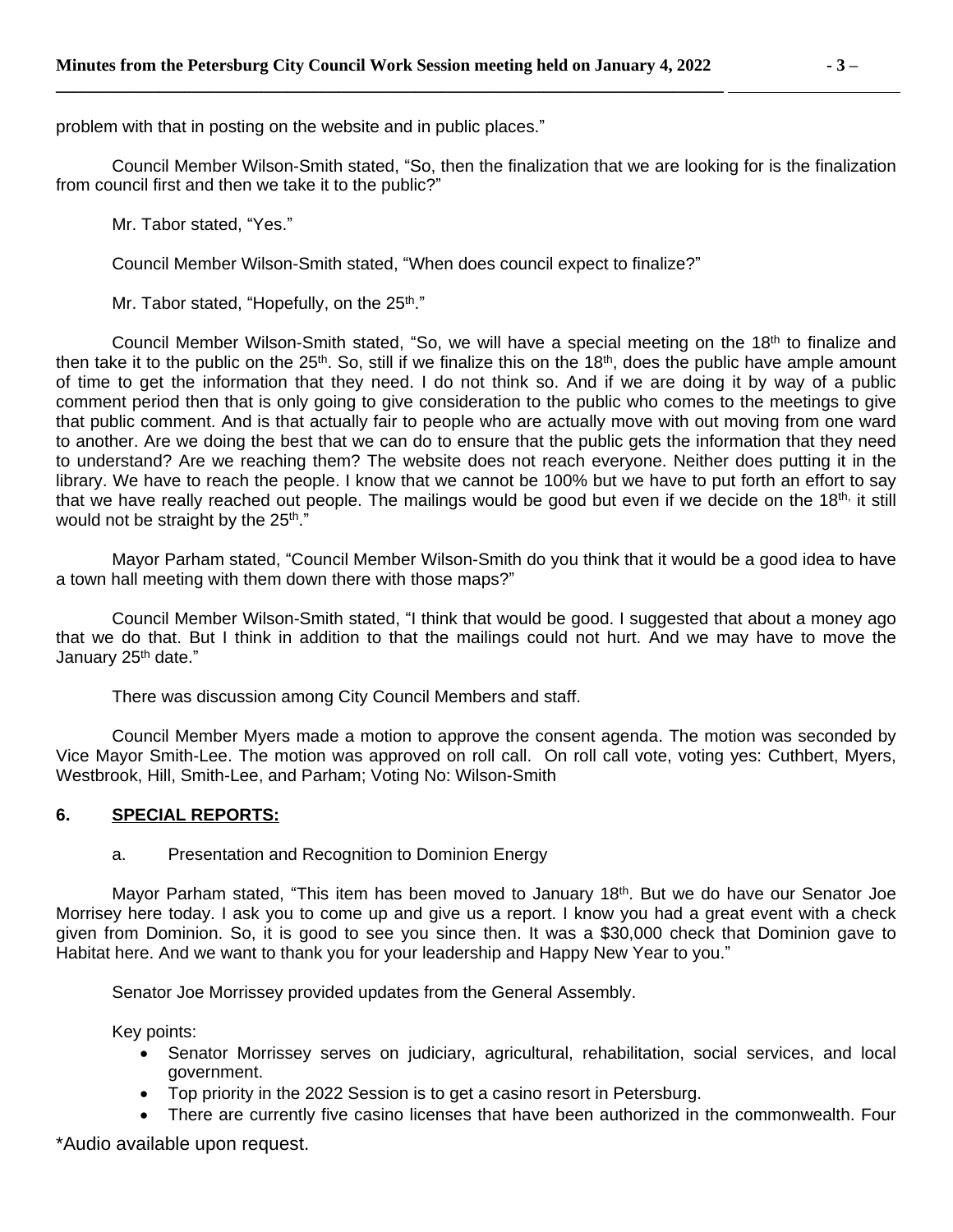problem with that in posting on the website and in public places."

Council Member Wilson-Smith stated, "So, then the finalization that we are looking for is the finalization from council first and then we take it to the public?"

Mr. Tabor stated, "Yes."

Council Member Wilson-Smith stated, "When does council expect to finalize?"

Mr. Tabor stated, "Hopefully, on the 25th."

Council Member Wilson-Smith stated, "So, we will have a special meeting on the 18th to finalize and then take it to the public on the 25th. So, still if we finalize this on the 18th, does the public have ample amount of time to get the information that they need. I do not think so. And if we are doing it by way of a public comment period then that is only going to give consideration to the public who comes to the meetings to give that public comment. And is that actually fair to people who are actually move with out moving from one ward to another. Are we doing the best that we can do to ensure that the public gets the information that they need to understand? Are we reaching them? The website does not reach everyone. Neither does putting it in the library. We have to reach the people. I know that we cannot be 100% but we have to put forth an effort to say that we have really reached out people. The mailings would be good but even if we decide on the 18th, it still would not be straight by the 25th."

Mayor Parham stated, "Council Member Wilson-Smith do you think that it would be a good idea to have a town hall meeting with them down there with those maps?"

Council Member Wilson-Smith stated, "I think that would be good. I suggested that about a money ago that we do that. But I think in addition to that the mailings could not hurt. And we may have to move the January 25th date."

There was discussion among City Council Members and staff.

Council Member Myers made a motion to approve the consent agenda. The motion was seconded by Vice Mayor Smith-Lee. The motion was approved on roll call. On roll call vote, voting yes: Cuthbert, Myers, Westbrook, Hill, Smith-Lee, and Parham; Voting No: Wilson-Smith

**6. SPECIAL REPORTS:**

a. Presentation and Recognition to Dominion Energy

Mayor Parham stated, "This item has been moved to January 18th. But we do have our Senator Joe Morrisey here today. I ask you to come up and give us a report. I know you had a great event with a check given from Dominion. So, it is good to see you since then. It was a $30,000 check that Dominion gave to Habitat here. And we want to thank you for your leadership and Happy New Year to you."

Senator Joe Morrissey provided updates from the General Assembly.

Key points:

- Senator Morrissey serves on judiciary, agricultural, rehabilitation, social services, and local government.
- Top priority in the 2022 Session is to get a casino resort in Petersburg.
- There are currently five casino licenses that have been authorized in the commonwealth. Four

\*Audio available upon request.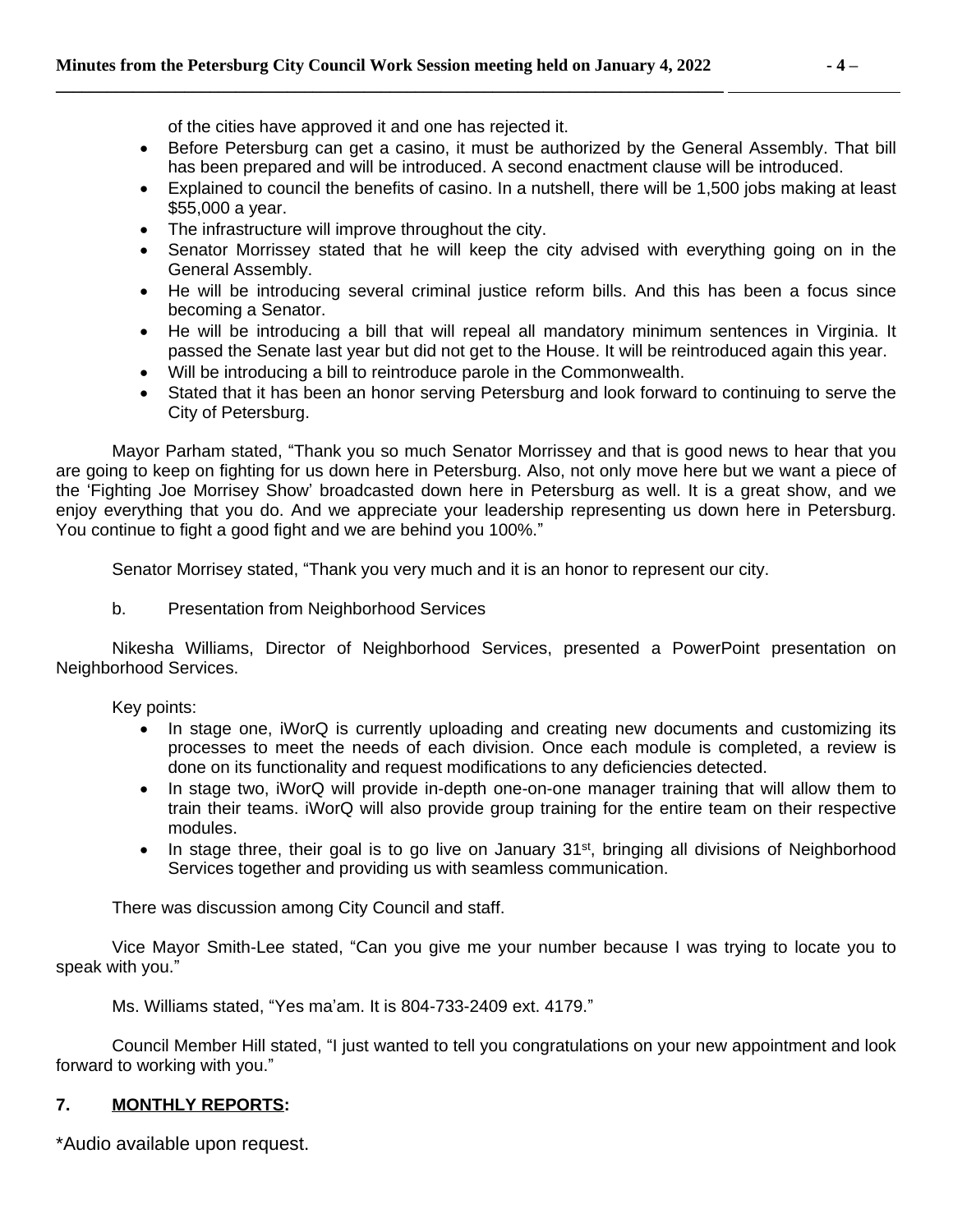of the cities have approved it and one has rejected it.

- Before Petersburg can get a casino, it must be authorized by the General Assembly. That bill has been prepared and will be introduced. A second enactment clause will be introduced.
- Explained to council the benefits of casino. In a nutshell, there will be 1,500 jobs making at least $55,000 a year.
- The infrastructure will improve throughout the city.
- Senator Morrissey stated that he will keep the city advised with everything going on in the General Assembly.
- He will be introducing several criminal justice reform bills. And this has been a focus since becoming a Senator.
- He will be introducing a bill that will repeal all mandatory minimum sentences in Virginia. It passed the Senate last year but did not get to the House. It will be reintroduced again this year.
- Will be introducing a bill to reintroduce parole in the Commonwealth.
- Stated that it has been an honor serving Petersburg and look forward to continuing to serve the City of Petersburg.

Mayor Parham stated, "Thank you so much Senator Morrissey and that is good news to hear that you are going to keep on fighting for us down here in Petersburg. Also, not only move here but we want a piece of the 'Fighting Joe Morrisey Show' broadcasted down here in Petersburg as well. It is a great show, and we enjoy everything that you do. And we appreciate your leadership representing us down here in Petersburg. You continue to fight a good fight and we are behind you 100%."

Senator Morrisey stated, "Thank you very much and it is an honor to represent our city.

b. Presentation from Neighborhood Services

Nikesha Williams, Director of Neighborhood Services, presented a PowerPoint presentation on Neighborhood Services.

Key points:

- In stage one, iWorQ is currently uploading and creating new documents and customizing its processes to meet the needs of each division. Once each module is completed, a review is done on its functionality and request modifications to any deficiencies detected.
- In stage two, iWorQ will provide in-depth one-on-one manager training that will allow them to train their teams. iWorQ will also provide group training for the entire team on their respective modules.
- In stage three, their goal is to go live on January 31st, bringing all divisions of Neighborhood Services together and providing us with seamless communication.

There was discussion among City Council and staff.

Vice Mayor Smith-Lee stated, "Can you give me your number because I was trying to locate you to speak with you."

Ms. Williams stated, "Yes ma'am. It is 804-733-2409 ext. 4179."

Council Member Hill stated, "I just wanted to tell you congratulations on your new appointment and look forward to working with you."

## 7. MONTHLY REPORTS:

*Audio available upon request.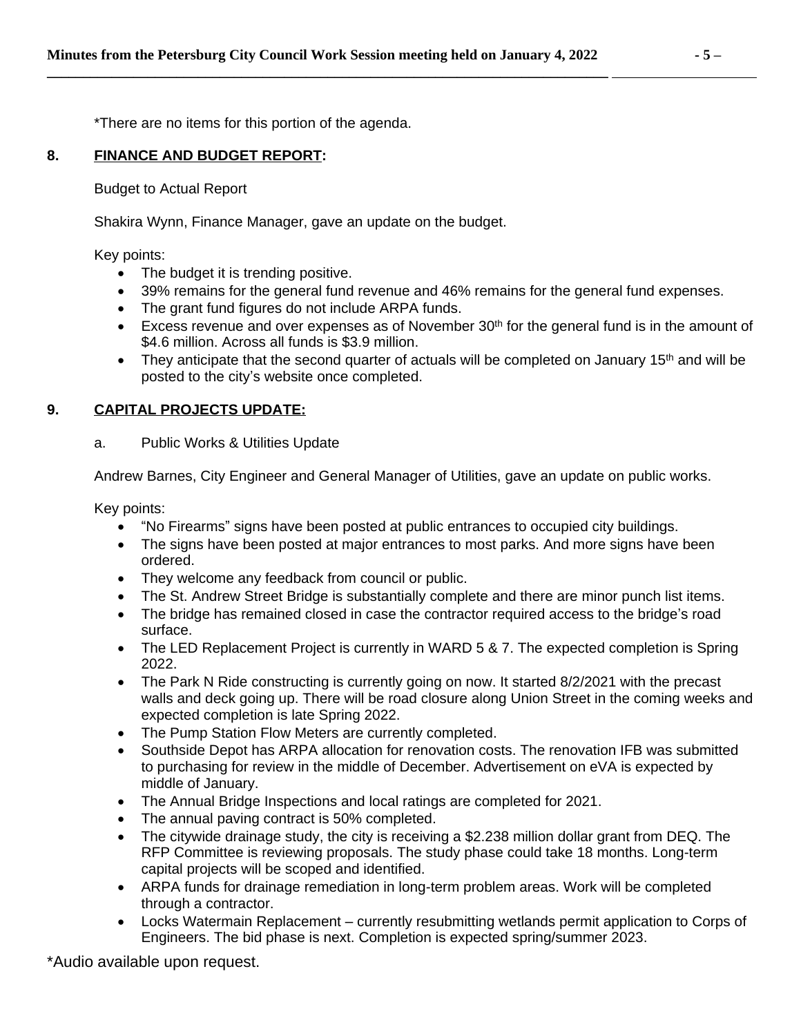\*There are no items for this portion of the agenda.

## 8. FINANCE AND BUDGET REPORT:

Budget to Actual Report

Shakira Wynn, Finance Manager, gave an update on the budget.

Key points:

- The budget it is trending positive.
- 39% remains for the general fund revenue and 46% remains for the general fund expenses.
- The grant fund figures do not include ARPA funds.
- Excess revenue and over expenses as of November 30th for the general fund is in the amount of \$4.6 million. Across all funds is \$3.9 million.
- They anticipate that the second quarter of actuals will be completed on January 15th and will be posted to the city's website once completed.

## 9. CAPITAL PROJECTS UPDATE:

a. Public Works & Utilities Update

Andrew Barnes, City Engineer and General Manager of Utilities, gave an update on public works.

Key points:

- "No Firearms" signs have been posted at public entrances to occupied city buildings.
- The signs have been posted at major entrances to most parks. And more signs have been ordered.
- They welcome any feedback from council or public.
- The St. Andrew Street Bridge is substantially complete and there are minor punch list items.
- The bridge has remained closed in case the contractor required access to the bridge's road surface.
- The LED Replacement Project is currently in WARD 5 & 7. The expected completion is Spring 2022.
- The Park N Ride constructing is currently going on now. It started 8/2/2021 with the precast walls and deck going up. There will be road closure along Union Street in the coming weeks and expected completion is late Spring 2022.
- The Pump Station Flow Meters are currently completed.
- Southside Depot has ARPA allocation for renovation costs. The renovation IFB was submitted to purchasing for review in the middle of December. Advertisement on eVA is expected by middle of January.
- The Annual Bridge Inspections and local ratings are completed for 2021.
- The annual paving contract is 50% completed.
- The citywide drainage study, the city is receiving a \$2.238 million dollar grant from DEQ. The RFP Committee is reviewing proposals. The study phase could take 18 months. Long-term capital projects will be scoped and identified.
- ARPA funds for drainage remediation in long-term problem areas. Work will be completed through a contractor.
- Locks Watermain Replacement – currently resubmitting wetlands permit application to Corps of Engineers. The bid phase is next. Completion is expected spring/summer 2023.

\*Audio available upon request.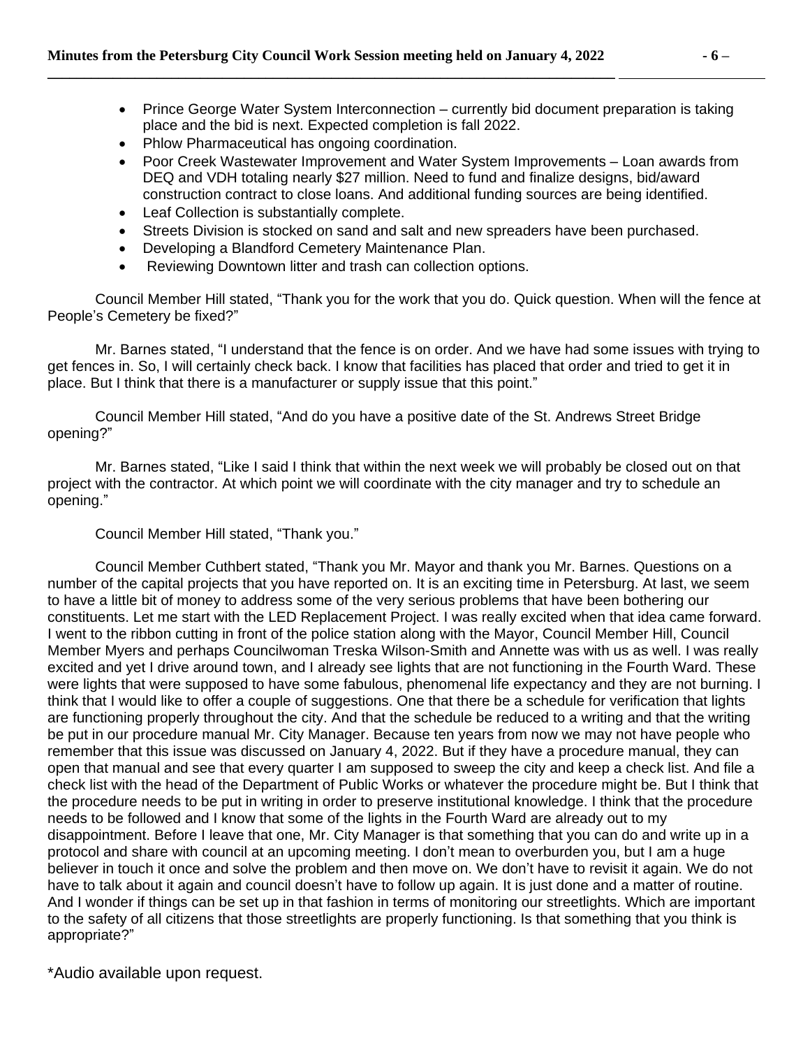- Prince George Water System Interconnection – currently bid document preparation is taking place and the bid is next. Expected completion is fall 2022.
- Phlow Pharmaceutical has ongoing coordination.
- Poor Creek Wastewater Improvement and Water System Improvements – Loan awards from DEQ and VDH totaling nearly $27 million. Need to fund and finalize designs, bid/award construction contract to close loans. And additional funding sources are being identified.
- Leaf Collection is substantially complete.
- Streets Division is stocked on sand and salt and new spreaders have been purchased.
- Developing a Blandford Cemetery Maintenance Plan.
- Reviewing Downtown litter and trash can collection options.

Council Member Hill stated, "Thank you for the work that you do. Quick question. When will the fence at People's Cemetery be fixed?"

Mr. Barnes stated, "I understand that the fence is on order. And we have had some issues with trying to get fences in. So, I will certainly check back. I know that facilities has placed that order and tried to get it in place. But I think that there is a manufacturer or supply issue that this point."

Council Member Hill stated, "And do you have a positive date of the St. Andrews Street Bridge opening?"

Mr. Barnes stated, "Like I said I think that within the next week we will probably be closed out on that project with the contractor. At which point we will coordinate with the city manager and try to schedule an opening."

Council Member Hill stated, "Thank you."

Council Member Cuthbert stated, "Thank you Mr. Mayor and thank you Mr. Barnes. Questions on a number of the capital projects that you have reported on. It is an exciting time in Petersburg. At last, we seem to have a little bit of money to address some of the very serious problems that have been bothering our constituents. Let me start with the LED Replacement Project. I was really excited when that idea came forward. I went to the ribbon cutting in front of the police station along with the Mayor, Council Member Hill, Council Member Myers and perhaps Councilwoman Treska Wilson-Smith and Annette was with us as well. I was really excited and yet I drive around town, and I already see lights that are not functioning in the Fourth Ward. These were lights that were supposed to have some fabulous, phenomenal life expectancy and they are not burning. I think that I would like to offer a couple of suggestions. One that there be a schedule for verification that lights are functioning properly throughout the city. And that the schedule be reduced to a writing and that the writing be put in our procedure manual Mr. City Manager. Because ten years from now we may not have people who remember that this issue was discussed on January 4, 2022. But if they have a procedure manual, they can open that manual and see that every quarter I am supposed to sweep the city and keep a check list. And file a check list with the head of the Department of Public Works or whatever the procedure might be. But I think that the procedure needs to be put in writing in order to preserve institutional knowledge. I think that the procedure needs to be followed and I know that some of the lights in the Fourth Ward are already out to my disappointment. Before I leave that one, Mr. City Manager is that something that you can do and write up in a protocol and share with council at an upcoming meeting. I don't mean to overburden you, but I am a huge believer in touch it once and solve the problem and then move on. We don't have to revisit it again. We do not have to talk about it again and council doesn't have to follow up again. It is just done and a matter of routine. And I wonder if things can be set up in that fashion in terms of monitoring our streetlights. Which are important to the safety of all citizens that those streetlights are properly functioning. Is that something that you think is appropriate?"

*Audio available upon request.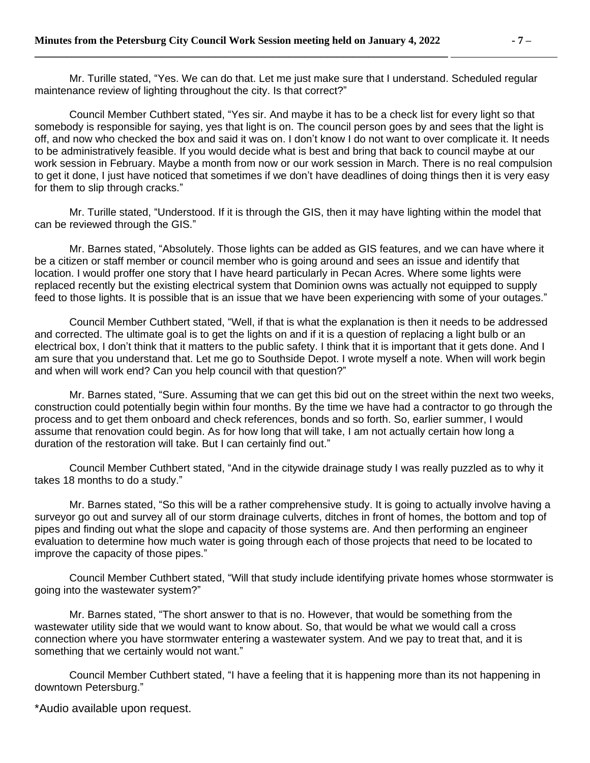Mr. Turille stated, "Yes. We can do that. Let me just make sure that I understand. Scheduled regular maintenance review of lighting throughout the city. Is that correct?"

Council Member Cuthbert stated, "Yes sir. And maybe it has to be a check list for every light so that somebody is responsible for saying, yes that light is on. The council person goes by and sees that the light is off, and now who checked the box and said it was on. I don't know I do not want to over complicate it. It needs to be administratively feasible. If you would decide what is best and bring that back to council maybe at our work session in February. Maybe a month from now or our work session in March. There is no real compulsion to get it done, I just have noticed that sometimes if we don't have deadlines of doing things then it is very easy for them to slip through cracks."

Mr. Turille stated, "Understood. If it is through the GIS, then it may have lighting within the model that can be reviewed through the GIS."

Mr. Barnes stated, "Absolutely. Those lights can be added as GIS features, and we can have where it be a citizen or staff member or council member who is going around and sees an issue and identify that location. I would proffer one story that I have heard particularly in Pecan Acres. Where some lights were replaced recently but the existing electrical system that Dominion owns was actually not equipped to supply feed to those lights. It is possible that is an issue that we have been experiencing with some of your outages."

Council Member Cuthbert stated, "Well, if that is what the explanation is then it needs to be addressed and corrected. The ultimate goal is to get the lights on and if it is a question of replacing a light bulb or an electrical box, I don't think that it matters to the public safety. I think that it is important that it gets done. And I am sure that you understand that. Let me go to Southside Depot. I wrote myself a note. When will work begin and when will work end? Can you help council with that question?"

Mr. Barnes stated, "Sure. Assuming that we can get this bid out on the street within the next two weeks, construction could potentially begin within four months. By the time we have had a contractor to go through the process and to get them onboard and check references, bonds and so forth. So, earlier summer, I would assume that renovation could begin. As for how long that will take, I am not actually certain how long a duration of the restoration will take. But I can certainly find out."

Council Member Cuthbert stated, "And in the citywide drainage study I was really puzzled as to why it takes 18 months to do a study."

Mr. Barnes stated, "So this will be a rather comprehensive study. It is going to actually involve having a surveyor go out and survey all of our storm drainage culverts, ditches in front of homes, the bottom and top of pipes and finding out what the slope and capacity of those systems are. And then performing an engineer evaluation to determine how much water is going through each of those projects that need to be located to improve the capacity of those pipes."

Council Member Cuthbert stated, "Will that study include identifying private homes whose stormwater is going into the wastewater system?"

Mr. Barnes stated, "The short answer to that is no. However, that would be something from the wastewater utility side that we would want to know about. So, that would be what we would call a cross connection where you have stormwater entering a wastewater system. And we pay to treat that, and it is something that we certainly would not want."

Council Member Cuthbert stated, "I have a feeling that it is happening more than its not happening in downtown Petersburg."

*Audio available upon request.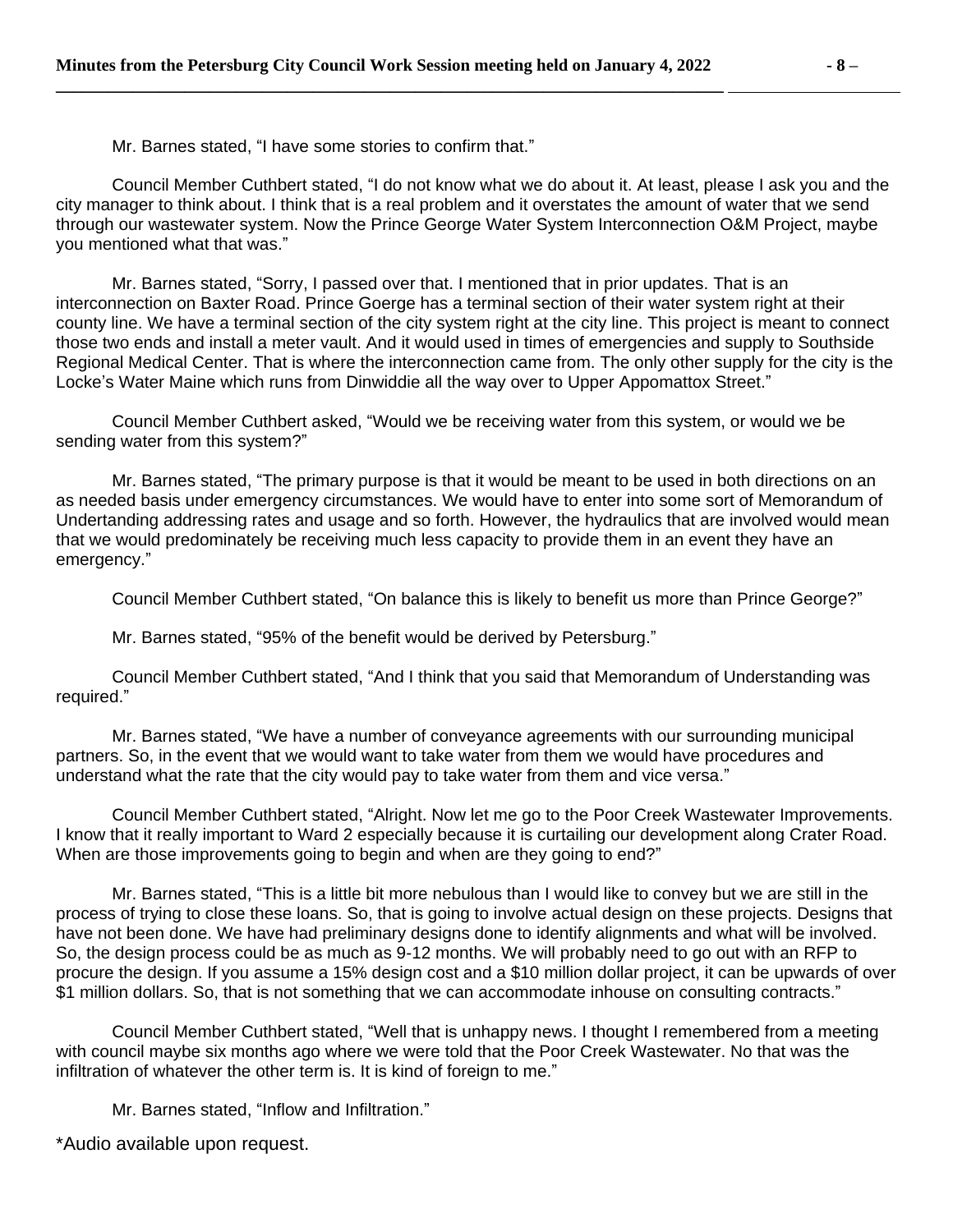Mr. Barnes stated, "I have some stories to confirm that."

Council Member Cuthbert stated, "I do not know what we do about it. At least, please I ask you and the city manager to think about. I think that is a real problem and it overstates the amount of water that we send through our wastewater system. Now the Prince George Water System Interconnection O&M Project, maybe you mentioned what that was."

Mr. Barnes stated, "Sorry, I passed over that. I mentioned that in prior updates. That is an interconnection on Baxter Road. Prince Goerge has a terminal section of their water system right at their county line. We have a terminal section of the city system right at the city line. This project is meant to connect those two ends and install a meter vault. And it would used in times of emergencies and supply to Southside Regional Medical Center. That is where the interconnection came from. The only other supply for the city is the Locke's Water Maine which runs from Dinwiddie all the way over to Upper Appomattox Street."

Council Member Cuthbert asked, "Would we be receiving water from this system, or would we be sending water from this system?"

Mr. Barnes stated, "The primary purpose is that it would be meant to be used in both directions on an as needed basis under emergency circumstances. We would have to enter into some sort of Memorandum of Undertanding addressing rates and usage and so forth. However, the hydraulics that are involved would mean that we would predominately be receiving much less capacity to provide them in an event they have an emergency."

Council Member Cuthbert stated, "On balance this is likely to benefit us more than Prince George?"

Mr. Barnes stated, "95% of the benefit would be derived by Petersburg."

Council Member Cuthbert stated, "And I think that you said that Memorandum of Understanding was required."

Mr. Barnes stated, "We have a number of conveyance agreements with our surrounding municipal partners. So, in the event that we would want to take water from them we would have procedures and understand what the rate that the city would pay to take water from them and vice versa."

Council Member Cuthbert stated, "Alright. Now let me go to the Poor Creek Wastewater Improvements. I know that it really important to Ward 2 especially because it is curtailing our development along Crater Road. When are those improvements going to begin and when are they going to end?"

Mr. Barnes stated, "This is a little bit more nebulous than I would like to convey but we are still in the process of trying to close these loans. So, that is going to involve actual design on these projects. Designs that have not been done. We have had preliminary designs done to identify alignments and what will be involved. So, the design process could be as much as 9-12 months. We will probably need to go out with an RFP to procure the design. If you assume a 15% design cost and a $10 million dollar project, it can be upwards of over $1 million dollars. So, that is not something that we can accommodate inhouse on consulting contracts."

Council Member Cuthbert stated, "Well that is unhappy news. I thought I remembered from a meeting with council maybe six months ago where we were told that the Poor Creek Wastewater. No that was the infiltration of whatever the other term is. It is kind of foreign to me."

Mr. Barnes stated, "Inflow and Infiltration."

*Audio available upon request.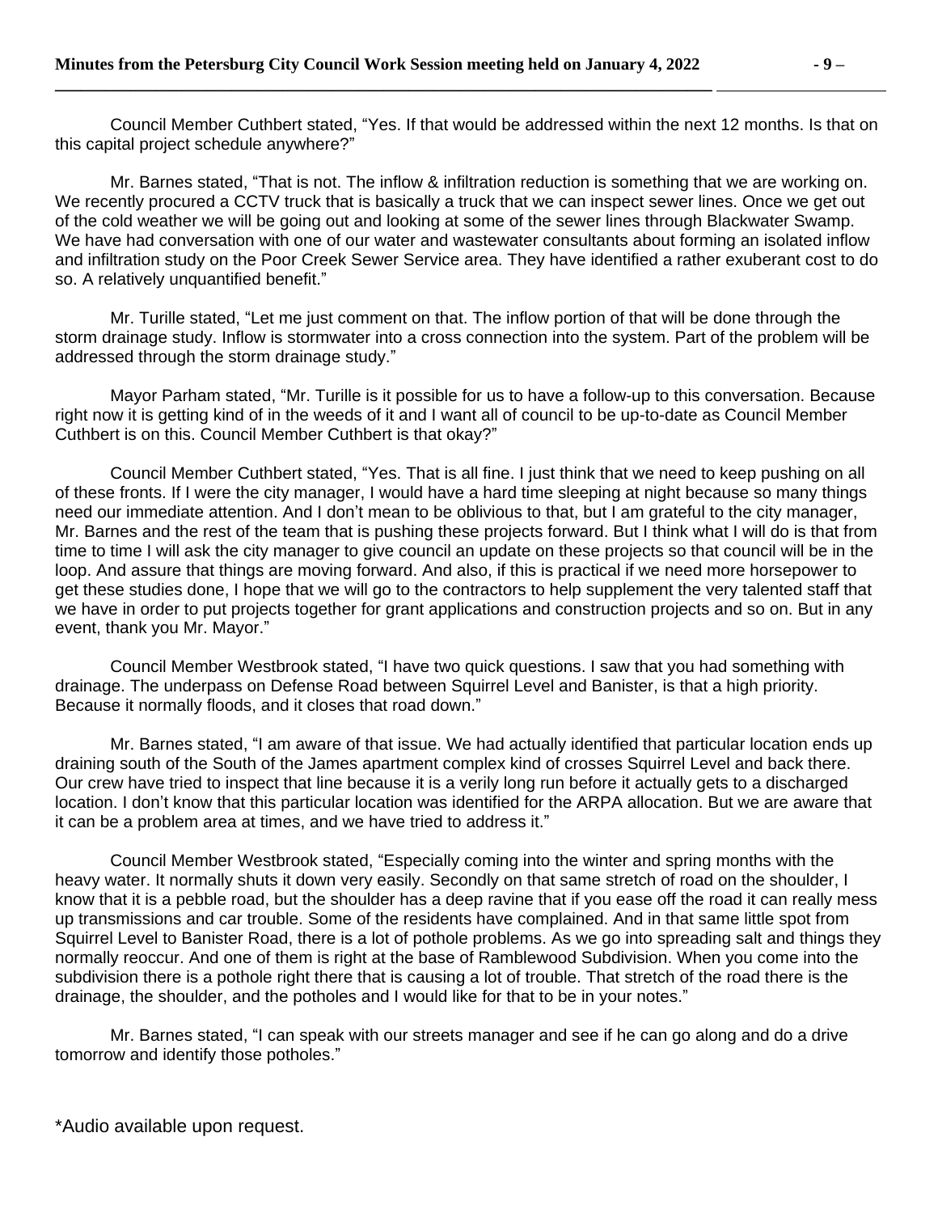Council Member Cuthbert stated, "Yes. If that would be addressed within the next 12 months. Is that on this capital project schedule anywhere?"

Mr. Barnes stated, "That is not. The inflow & infiltration reduction is something that we are working on. We recently procured a CCTV truck that is basically a truck that we can inspect sewer lines. Once we get out of the cold weather we will be going out and looking at some of the sewer lines through Blackwater Swamp. We have had conversation with one of our water and wastewater consultants about forming an isolated inflow and infiltration study on the Poor Creek Sewer Service area. They have identified a rather exuberant cost to do so. A relatively unquantified benefit."

Mr. Turille stated, "Let me just comment on that. The inflow portion of that will be done through the storm drainage study. Inflow is stormwater into a cross connection into the system. Part of the problem will be addressed through the storm drainage study."

Mayor Parham stated, "Mr. Turille is it possible for us to have a follow-up to this conversation. Because right now it is getting kind of in the weeds of it and I want all of council to be up-to-date as Council Member Cuthbert is on this. Council Member Cuthbert is that okay?"

Council Member Cuthbert stated, "Yes. That is all fine. I just think that we need to keep pushing on all of these fronts. If I were the city manager, I would have a hard time sleeping at night because so many things need our immediate attention. And I don't mean to be oblivious to that, but I am grateful to the city manager, Mr. Barnes and the rest of the team that is pushing these projects forward. But I think what I will do is that from time to time I will ask the city manager to give council an update on these projects so that council will be in the loop. And assure that things are moving forward. And also, if this is practical if we need more horsepower to get these studies done, I hope that we will go to the contractors to help supplement the very talented staff that we have in order to put projects together for grant applications and construction projects and so on. But in any event, thank you Mr. Mayor."

Council Member Westbrook stated, "I have two quick questions. I saw that you had something with drainage. The underpass on Defense Road between Squirrel Level and Banister, is that a high priority. Because it normally floods, and it closes that road down."

Mr. Barnes stated, "I am aware of that issue. We had actually identified that particular location ends up draining south of the South of the James apartment complex kind of crosses Squirrel Level and back there. Our crew have tried to inspect that line because it is a verily long run before it actually gets to a discharged location. I don't know that this particular location was identified for the ARPA allocation. But we are aware that it can be a problem area at times, and we have tried to address it."

Council Member Westbrook stated, "Especially coming into the winter and spring months with the heavy water. It normally shuts it down very easily. Secondly on that same stretch of road on the shoulder, I know that it is a pebble road, but the shoulder has a deep ravine that if you ease off the road it can really mess up transmissions and car trouble. Some of the residents have complained. And in that same little spot from Squirrel Level to Banister Road, there is a lot of pothole problems. As we go into spreading salt and things they normally reoccur. And one of them is right at the base of Ramblewood Subdivision. When you come into the subdivision there is a pothole right there that is causing a lot of trouble. That stretch of the road there is the drainage, the shoulder, and the potholes and I would like for that to be in your notes."

Mr. Barnes stated, "I can speak with our streets manager and see if he can go along and do a drive tomorrow and identify those potholes."

*Audio available upon request.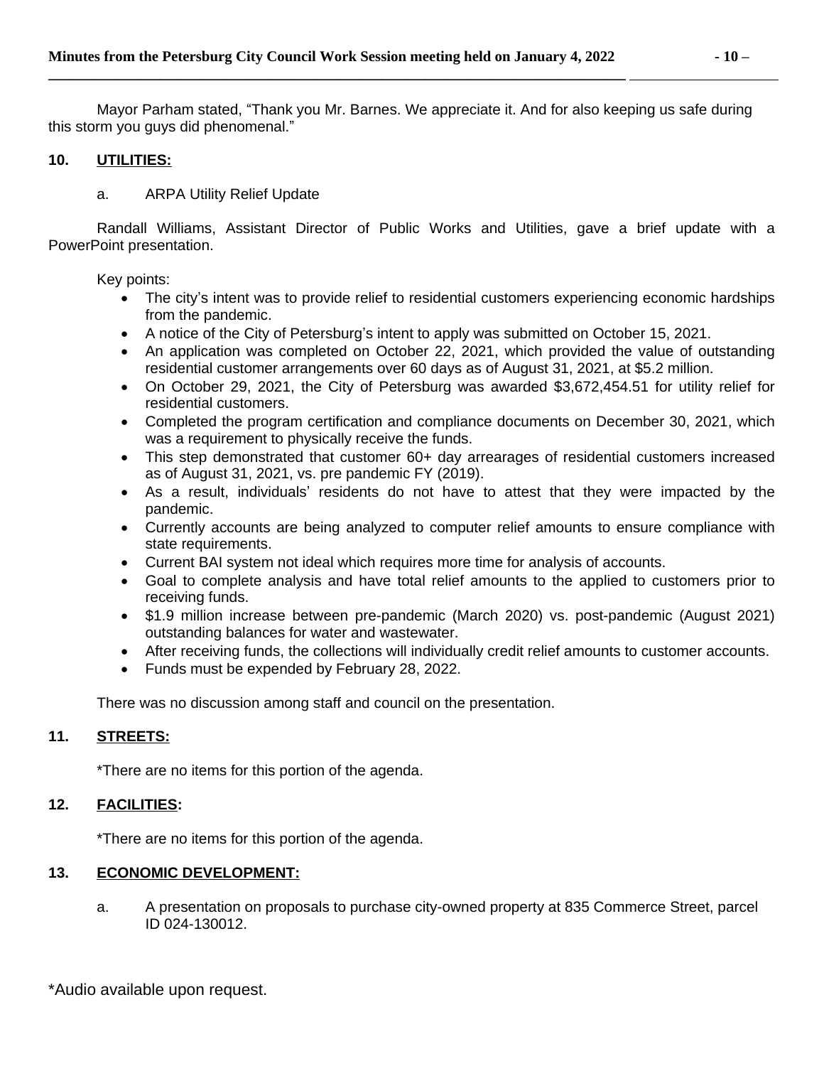Mayor Parham stated, "Thank you Mr. Barnes. We appreciate it. And for also keeping us safe during this storm you guys did phenomenal."

**10. UTILITIES:**

a. ARPA Utility Relief Update

Randall Williams, Assistant Director of Public Works and Utilities, gave a brief update with a PowerPoint presentation.

Key points:

- The city's intent was to provide relief to residential customers experiencing economic hardships from the pandemic.
- A notice of the City of Petersburg's intent to apply was submitted on October 15, 2021.
- An application was completed on October 22, 2021, which provided the value of outstanding residential customer arrangements over 60 days as of August 31, 2021, at $5.2 million.
- On October 29, 2021, the City of Petersburg was awarded $3,672,454.51 for utility relief for residential customers.
- Completed the program certification and compliance documents on December 30, 2021, which was a requirement to physically receive the funds.
- This step demonstrated that customer 60+ day arrearages of residential customers increased as of August 31, 2021, vs. pre pandemic FY (2019).
- As a result, individuals' residents do not have to attest that they were impacted by the pandemic.
- Currently accounts are being analyzed to computer relief amounts to ensure compliance with state requirements.
- Current BAI system not ideal which requires more time for analysis of accounts.
- Goal to complete analysis and have total relief amounts to the applied to customers prior to receiving funds.
- $1.9 million increase between pre-pandemic (March 2020) vs. post-pandemic (August 2021) outstanding balances for water and wastewater.
- After receiving funds, the collections will individually credit relief amounts to customer accounts.
- Funds must be expended by February 28, 2022.

There was no discussion among staff and council on the presentation.

**11. STREETS:**

*There are no items for this portion of the agenda.

**12. FACILITIES:**

*There are no items for this portion of the agenda.

**13. ECONOMIC DEVELOPMENT:**

a. A presentation on proposals to purchase city-owned property at 835 Commerce Street, parcel ID 024-130012.

*Audio available upon request.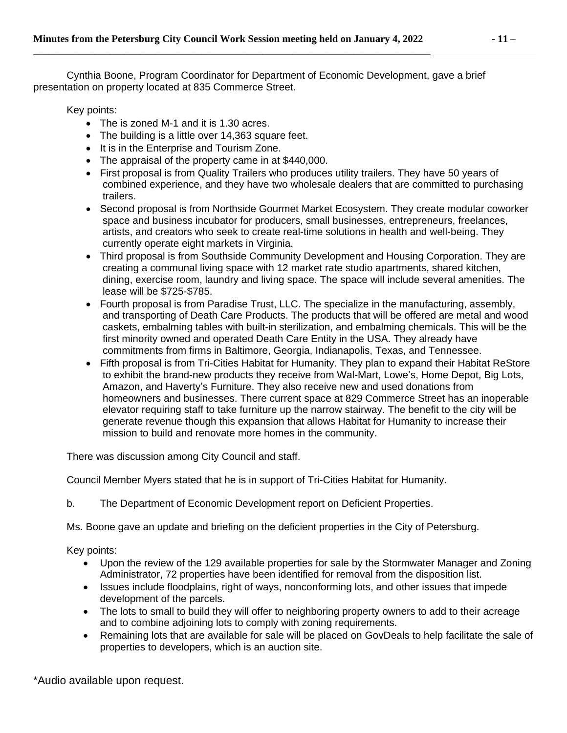Cynthia Boone, Program Coordinator for Department of Economic Development, gave a brief presentation on property located at 835 Commerce Street.

Key points:

- The is zoned M-1 and it is 1.30 acres.
- The building is a little over 14,363 square feet.
- It is in the Enterprise and Tourism Zone.
- The appraisal of the property came in at $440,000.
- First proposal is from Quality Trailers who produces utility trailers. They have 50 years of combined experience, and they have two wholesale dealers that are committed to purchasing trailers.
- Second proposal is from Northside Gourmet Market Ecosystem. They create modular coworker space and business incubator for producers, small businesses, entrepreneurs, freelances, artists, and creators who seek to create real-time solutions in health and well-being. They currently operate eight markets in Virginia.
- Third proposal is from Southside Community Development and Housing Corporation. They are creating a communal living space with 12 market rate studio apartments, shared kitchen, dining, exercise room, laundry and living space. The space will include several amenities. The lease will be $725-$785.
- Fourth proposal is from Paradise Trust, LLC. The specialize in the manufacturing, assembly, and transporting of Death Care Products. The products that will be offered are metal and wood caskets, embalming tables with built-in sterilization, and embalming chemicals. This will be the first minority owned and operated Death Care Entity in the USA. They already have commitments from firms in Baltimore, Georgia, Indianapolis, Texas, and Tennessee.
- Fifth proposal is from Tri-Cities Habitat for Humanity. They plan to expand their Habitat ReStore to exhibit the brand-new products they receive from Wal-Mart, Lowe's, Home Depot, Big Lots, Amazon, and Haverty's Furniture. They also receive new and used donations from homeowners and businesses. There current space at 829 Commerce Street has an inoperable elevator requiring staff to take furniture up the narrow stairway. The benefit to the city will be generate revenue though this expansion that allows Habitat for Humanity to increase their mission to build and renovate more homes in the community.

There was discussion among City Council and staff.

Council Member Myers stated that he is in support of Tri-Cities Habitat for Humanity.

b. The Department of Economic Development report on Deficient Properties.

Ms. Boone gave an update and briefing on the deficient properties in the City of Petersburg.

Key points:

- Upon the review of the 129 available properties for sale by the Stormwater Manager and Zoning Administrator, 72 properties have been identified for removal from the disposition list.
- Issues include floodplains, right of ways, nonconforming lots, and other issues that impede development of the parcels.
- The lots to small to build they will offer to neighboring property owners to add to their acreage and to combine adjoining lots to comply with zoning requirements.
- Remaining lots that are available for sale will be placed on GovDeals to help facilitate the sale of properties to developers, which is an auction site.

*Audio available upon request.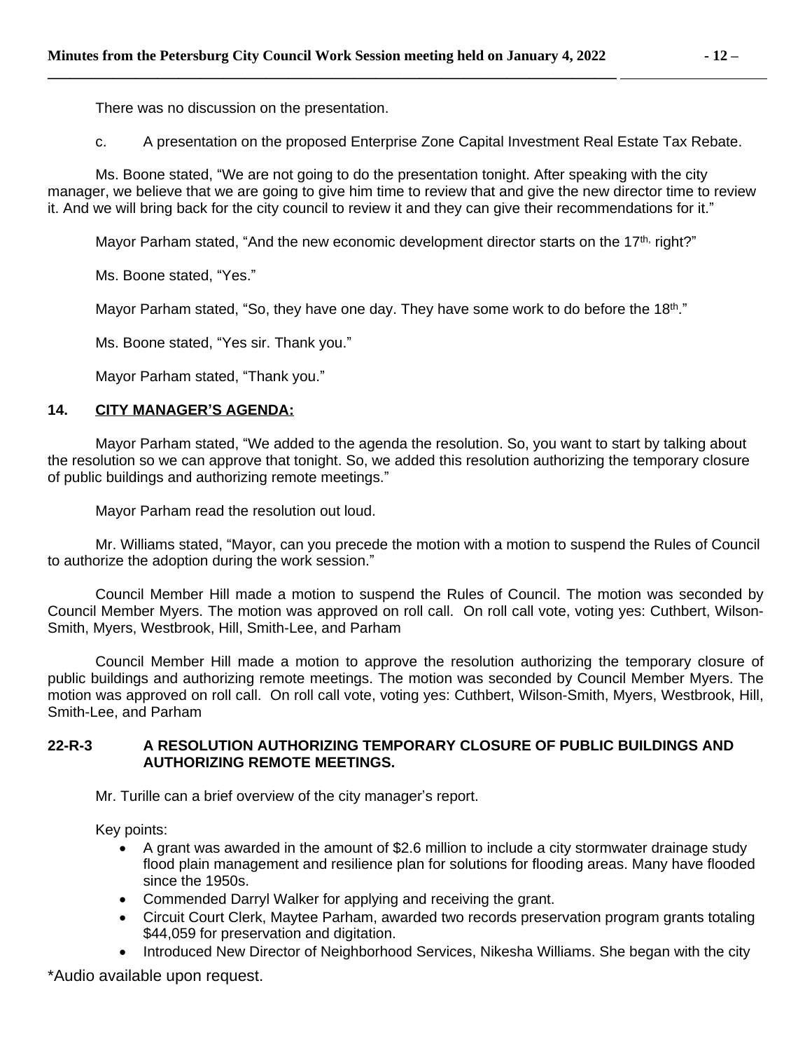There was no discussion on the presentation.

c. A presentation on the proposed Enterprise Zone Capital Investment Real Estate Tax Rebate.

Ms. Boone stated, "We are not going to do the presentation tonight. After speaking with the city manager, we believe that we are going to give him time to review that and give the new director time to review it. And we will bring back for the city council to review it and they can give their recommendations for it."

Mayor Parham stated, "And the new economic development director starts on the 17th, right?"

Ms. Boone stated, "Yes."

Mayor Parham stated, "So, they have one day. They have some work to do before the 18th."

Ms. Boone stated, "Yes sir. Thank you."

Mayor Parham stated, "Thank you."

## 14. CITY MANAGER'S AGENDA:

Mayor Parham stated, "We added to the agenda the resolution. So, you want to start by talking about the resolution so we can approve that tonight. So, we added this resolution authorizing the temporary closure of public buildings and authorizing remote meetings."

Mayor Parham read the resolution out loud.

Mr. Williams stated, "Mayor, can you precede the motion with a motion to suspend the Rules of Council to authorize the adoption during the work session."

Council Member Hill made a motion to suspend the Rules of Council. The motion was seconded by Council Member Myers. The motion was approved on roll call. On roll call vote, voting yes: Cuthbert, Wilson-Smith, Myers, Westbrook, Hill, Smith-Lee, and Parham

Council Member Hill made a motion to approve the resolution authorizing the temporary closure of public buildings and authorizing remote meetings. The motion was seconded by Council Member Myers. The motion was approved on roll call. On roll call vote, voting yes: Cuthbert, Wilson-Smith, Myers, Westbrook, Hill, Smith-Lee, and Parham

**22-R-3 A RESOLUTION AUTHORIZING TEMPORARY CLOSURE OF PUBLIC BUILDINGS AND AUTHORIZING REMOTE MEETINGS.**

Mr. Turille can a brief overview of the city manager's report.

Key points:

- A grant was awarded in the amount of $2.6 million to include a city stormwater drainage study flood plain management and resilience plan for solutions for flooding areas. Many have flooded since the 1950s.
- Commended Darryl Walker for applying and receiving the grant.
- Circuit Court Clerk, Maytee Parham, awarded two records preservation program grants totaling $44,059 for preservation and digitation.
- Introduced New Director of Neighborhood Services, Nikesha Williams. She began with the city

\*Audio available upon request.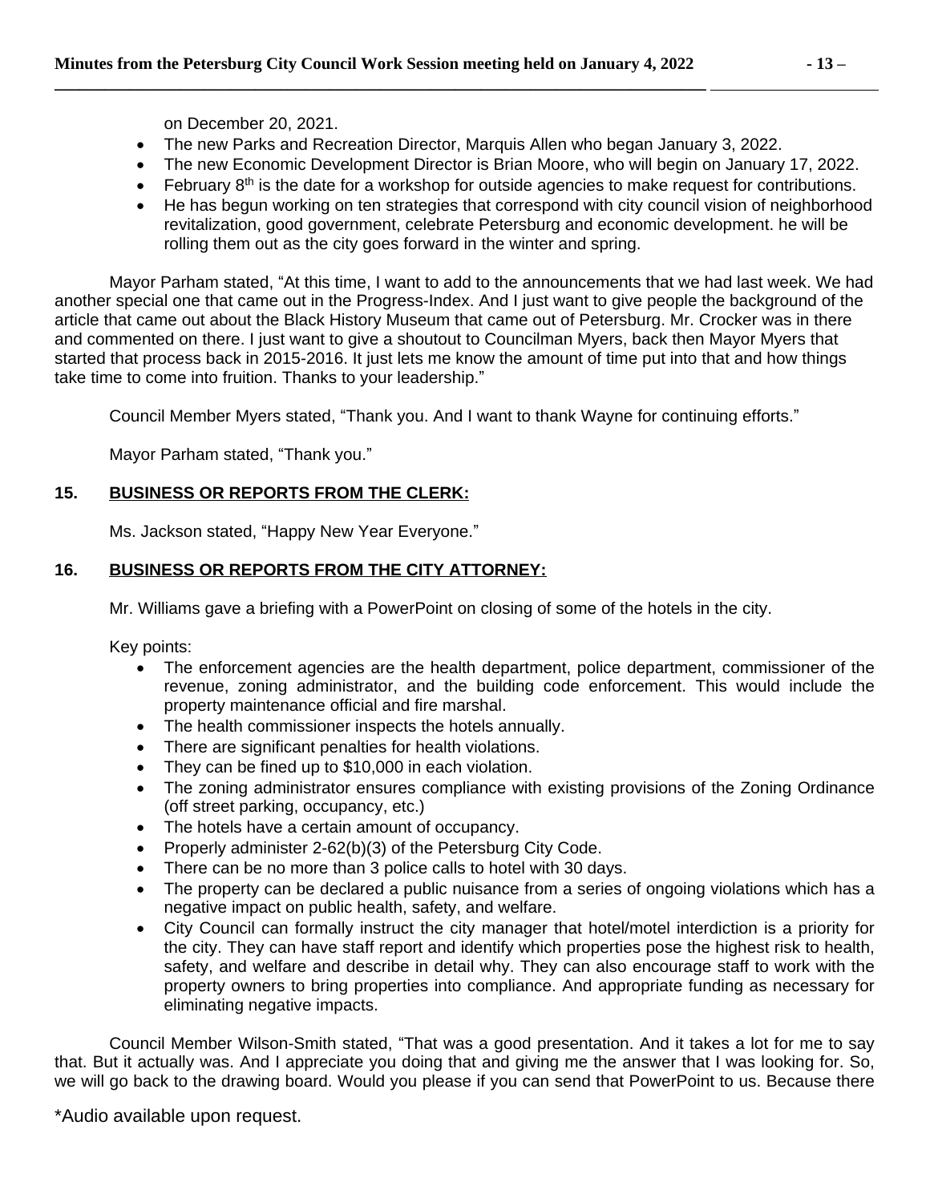on December 20, 2021.

- The new Parks and Recreation Director, Marquis Allen who began January 3, 2022.
- The new Economic Development Director is Brian Moore, who will begin on January 17, 2022.
- February 8th is the date for a workshop for outside agencies to make request for contributions.
- He has begun working on ten strategies that correspond with city council vision of neighborhood revitalization, good government, celebrate Petersburg and economic development. he will be rolling them out as the city goes forward in the winter and spring.

Mayor Parham stated, "At this time, I want to add to the announcements that we had last week. We had another special one that came out in the Progress-Index. And I just want to give people the background of the article that came out about the Black History Museum that came out of Petersburg. Mr. Crocker was in there and commented on there. I just want to give a shoutout to Councilman Myers, back then Mayor Myers that started that process back in 2015-2016. It just lets me know the amount of time put into that and how things take time to come into fruition. Thanks to your leadership."

Council Member Myers stated, "Thank you. And I want to thank Wayne for continuing efforts."

Mayor Parham stated, "Thank you."

**15. BUSINESS OR REPORTS FROM THE CLERK:**

Ms. Jackson stated, "Happy New Year Everyone."

**16. BUSINESS OR REPORTS FROM THE CITY ATTORNEY:**

Mr. Williams gave a briefing with a PowerPoint on closing of some of the hotels in the city.

Key points:

- The enforcement agencies are the health department, police department, commissioner of the revenue, zoning administrator, and the building code enforcement. This would include the property maintenance official and fire marshal.
- The health commissioner inspects the hotels annually.
- There are significant penalties for health violations.
- They can be fined up to $10,000 in each violation.
- The zoning administrator ensures compliance with existing provisions of the Zoning Ordinance (off street parking, occupancy, etc.)
- The hotels have a certain amount of occupancy.
- Properly administer 2-62(b)(3) of the Petersburg City Code.
- There can be no more than 3 police calls to hotel with 30 days.
- The property can be declared a public nuisance from a series of ongoing violations which has a negative impact on public health, safety, and welfare.
- City Council can formally instruct the city manager that hotel/motel interdiction is a priority for the city. They can have staff report and identify which properties pose the highest risk to health, safety, and welfare and describe in detail why. They can also encourage staff to work with the property owners to bring properties into compliance. And appropriate funding as necessary for eliminating negative impacts.

Council Member Wilson-Smith stated, "That was a good presentation. And it takes a lot for me to say that. But it actually was. And I appreciate you doing that and giving me the answer that I was looking for. So, we will go back to the drawing board. Would you please if you can send that PowerPoint to us. Because there

*Audio available upon request.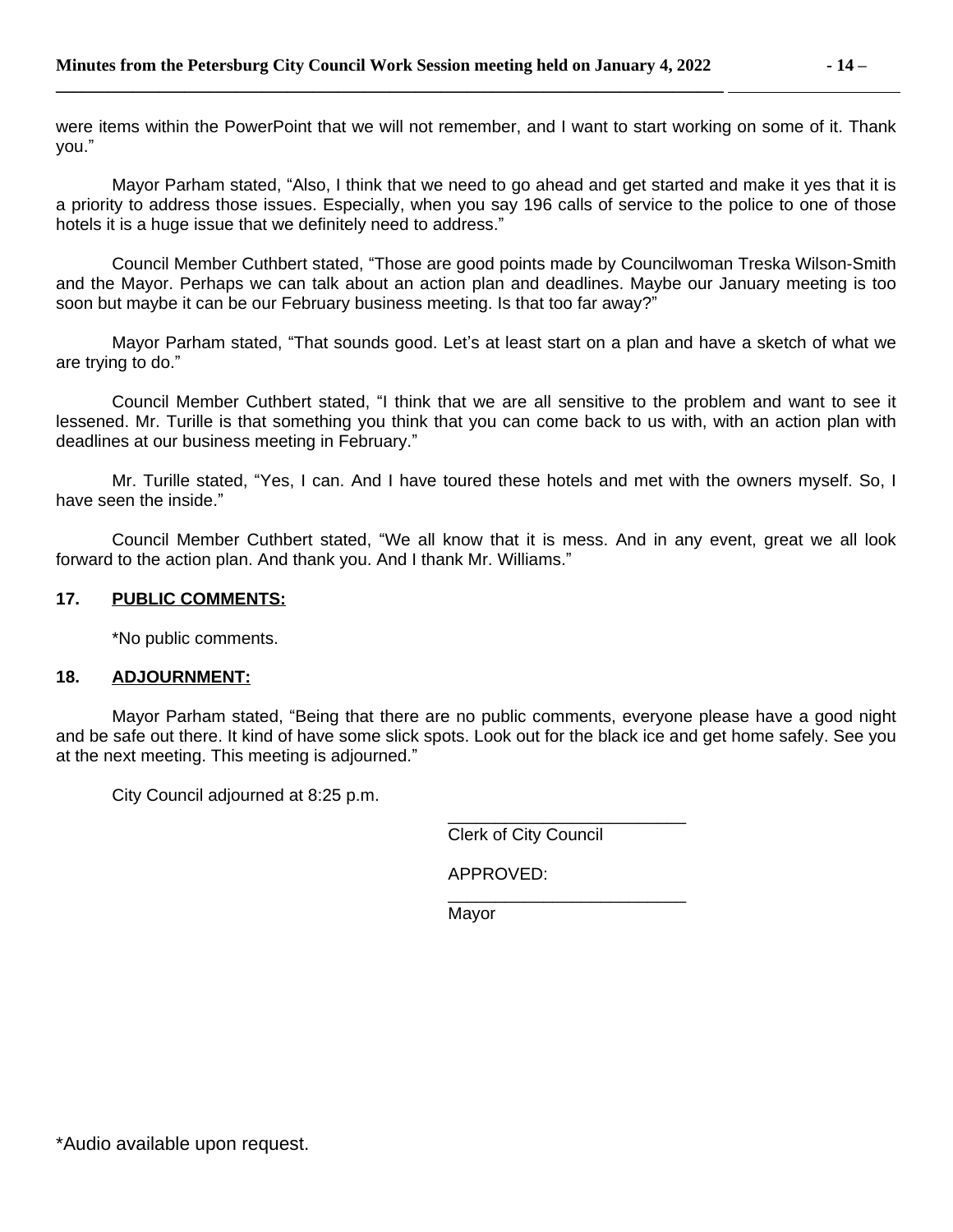were items within the PowerPoint that we will not remember, and I want to start working on some of it. Thank you."

Mayor Parham stated, "Also, I think that we need to go ahead and get started and make it yes that it is a priority to address those issues. Especially, when you say 196 calls of service to the police to one of those hotels it is a huge issue that we definitely need to address."

Council Member Cuthbert stated, "Those are good points made by Councilwoman Treska Wilson-Smith and the Mayor. Perhaps we can talk about an action plan and deadlines. Maybe our January meeting is too soon but maybe it can be our February business meeting. Is that too far away?"

Mayor Parham stated, "That sounds good. Let's at least start on a plan and have a sketch of what we are trying to do."

Council Member Cuthbert stated, "I think that we are all sensitive to the problem and want to see it lessened. Mr. Turille is that something you think that you can come back to us with, with an action plan with deadlines at our business meeting in February."

Mr. Turille stated, "Yes, I can. And I have toured these hotels and met with the owners myself. So, I have seen the inside."

Council Member Cuthbert stated, "We all know that it is mess. And in any event, great we all look forward to the action plan. And thank you. And I thank Mr. Williams."

**17. PUBLIC COMMENTS:**

*No public comments.

**18. ADJOURNMENT:**

Mayor Parham stated, "Being that there are no public comments, everyone please have a good night and be safe out there. It kind of have some slick spots. Look out for the black ice and get home safely. See you at the next meeting. This meeting is adjourned."

City Council adjourned at 8:25 p.m.

\_\_\_\_\_\_\_\_\_\_\_\_\_\_\_\_\_\_\_\_\_\_\_\_\_\_
Clerk of City Council

APPROVED:

\_\_\_\_\_\_\_\_\_\_\_\_\_\_\_\_\_\_\_\_\_\_\_\_\_\_
Mayor

*Audio available upon request.